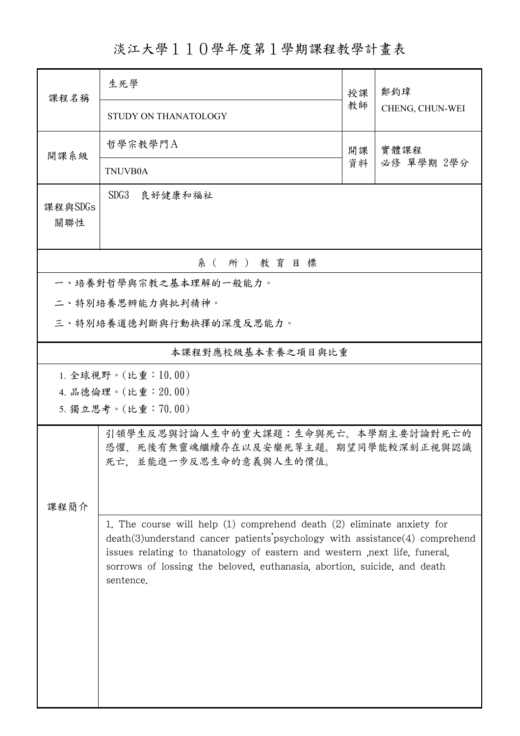# 淡江大學１１０學年度第１學期課程教學計畫表

| 課程名稱 | 生死學 | 授課教師 | 鄭鈞瑋 |
|---|---|---|---|
| | STUDY ON THANATOLOGY | | CHENG, CHUN-WEI |
| 開課系級 | 哲學宗教學門A | 開課資料 | 實體課程<br>必修 單學期 2學分 |
| | TNUVB0A | | |
| 課程與SDGs關聯性 | SDG3 良好健康和福祉 | | |

## 系（所）教育目標

一、培養對哲學與宗教之基本理解的一般能力。

二、特別培養思辨能力與批判精神。

三、特別培養道德判斷與行動抉擇的深度反思能力。

## 本課程對應校級基本素養之項目與比重

1. 全球視野。(比重：10.00)
4. 品德倫理。(比重：20.00)
5. 獨立思考。(比重：70.00)

## 課程簡介

引領學生反思與討論人生中的重大課題：生命與死亡。本學期主要討論對死亡的恐懼、死後有無靈魂繼續存在以及安樂死等主題。期望同學能較深刻正視與認識死亡，並能進一步反思生命的意義與人生的價值。

1. The course will help (1) comprehend death (2) eliminate anxiety for death(3)understand cancer patients'psychology with assistance(4) comprehend issues relating to thanatology of eastern and western ,next life, funeral, sorrows of lossing the beloved, euthanasia, abortion, suicide, and death sentence.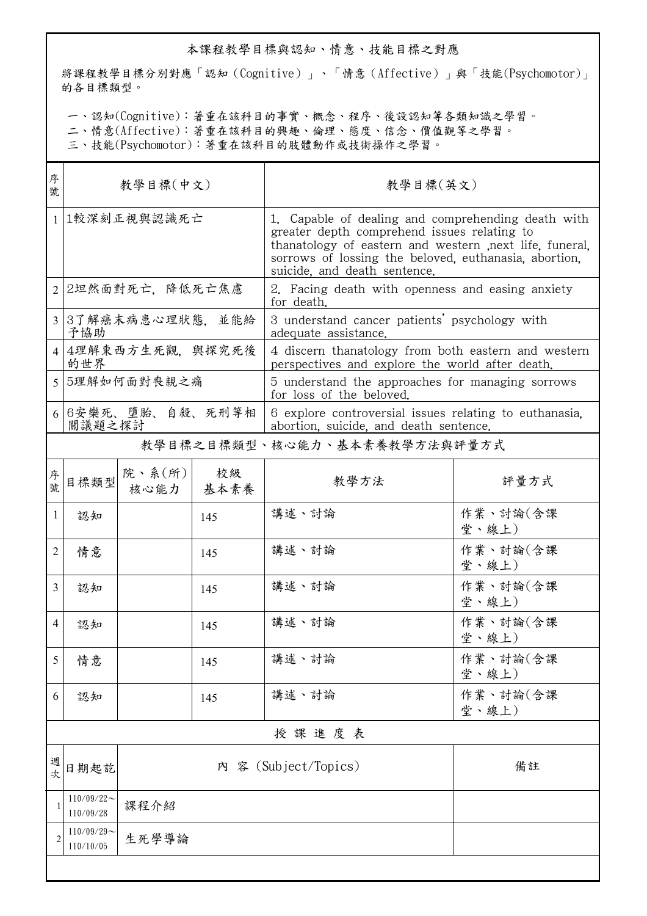## 本課程教學目標與認知、情意、技能目標之對應

將課程教學目標分別對應「認知（Cognitive）」、「情意（Affective）」與「技能(Psychomotor)」的各目標類型。

一、認知(Cognitive)：著重在該科目的事實、概念、程序、後設認知等各類知識之學習。
二、情意(Affective)：著重在該科目的興趣、倫理、態度、信念、價值觀等之學習。
三、技能(Psychomotor)：著重在該科目的肢體動作或技術操作之學習。

| 序號 | 教學目標(中文) | 教學目標(英文) |
|---|---|---|
| 1 | 1較深刻正視與認識死亡 | 1. Capable of dealing and comprehending death with greater depth comprehend issues relating to thanatology of eastern and western ,next life, funeral, sorrows of lossing the beloved, euthanasia, abortion, suicide, and death sentence. |
| 2 | 2坦然面對死亡，降低死亡焦慮 | 2. Facing death with openness and easing anxiety for death. |
| 3 | 3了解癌末病患心理狀態，並能給予協助 | 3 understand cancer patients' psychology with adequate assistance. |
| 4 | 4理解東西方生死觀，與探究死後的世界 | 4 discern thanatology from both eastern and western perspectives and explore the world after death. |
| 5 | 5理解如何面對喪親之痛 | 5 understand the approaches for managing sorrows for loss of the beloved. |
| 6 | 6安樂死、墮胎、自殺、死刑等相關議題之探討 | 6 explore controversial issues relating to euthanasia, abortion, suicide, and death sentence. |

## 教學目標之目標類型、核心能力、基本素養教學方法與評量方式

| 序號 | 目標類型 | 院、系(所)核心能力 | 校級基本素養 | 教學方法 | 評量方式 |
|---|---|---|---|---|---|
| 1 | 認知 | | 145 | 講述、討論 | 作業、討論(含課堂、線上) |
| 2 | 情意 | | 145 | 講述、討論 | 作業、討論(含課堂、線上) |
| 3 | 認知 | | 145 | 講述、討論 | 作業、討論(含課堂、線上) |
| 4 | 認知 | | 145 | 講述、討論 | 作業、討論(含課堂、線上) |
| 5 | 情意 | | 145 | 講述、討論 | 作業、討論(含課堂、線上) |
| 6 | 認知 | | 145 | 講述、討論 | 作業、討論(含課堂、線上) |

## 授課進度表

| 週次 | 日期起訖 | 內容 (Subject/Topics) | 備註 |
|---|---|---|---|
| 1 | 110/09/22～110/09/28 | 課程介紹 | |
| 2 | 110/09/29～110/10/05 | 生死學導論 | |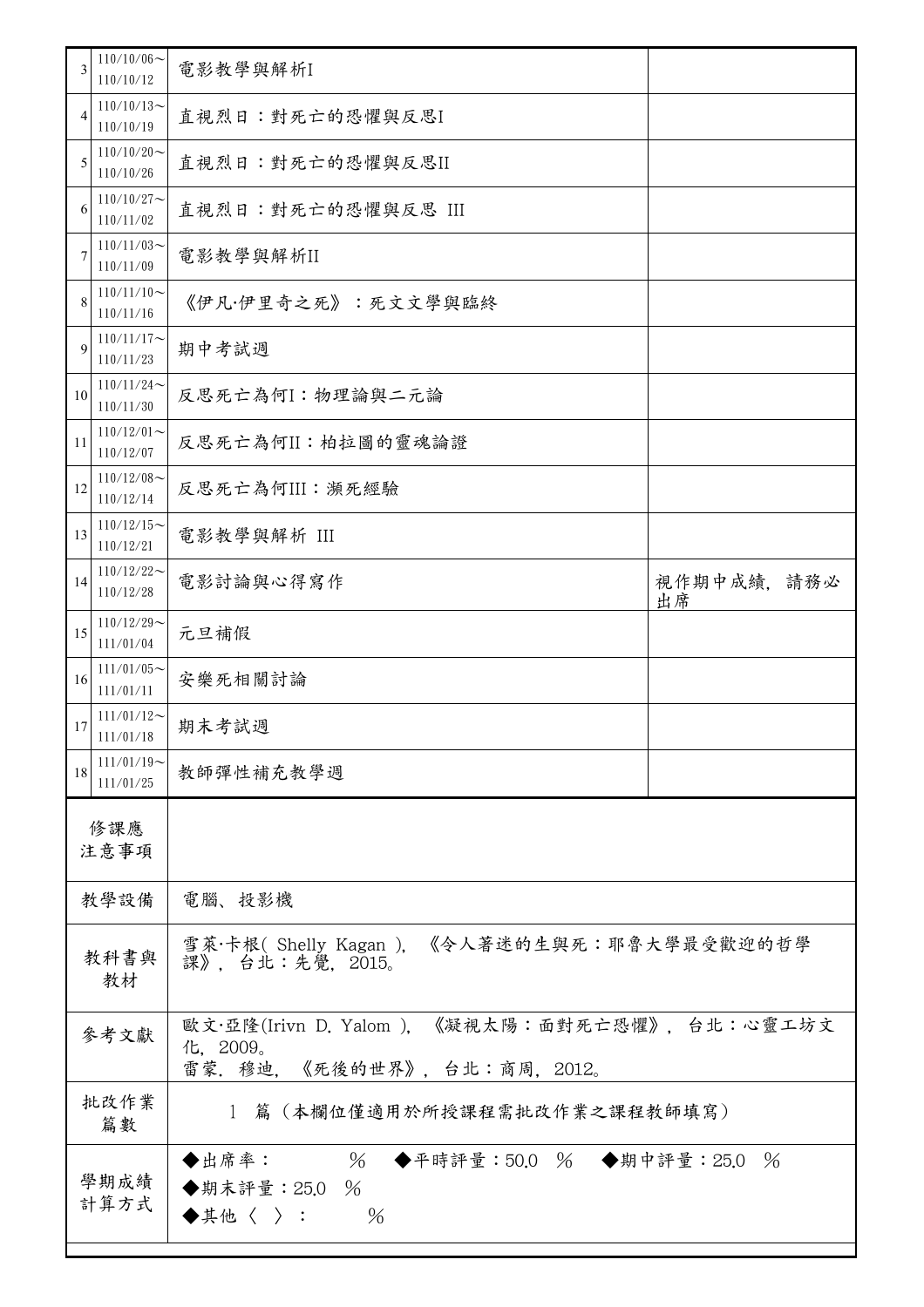| | | | |
|---|---|---|---|
| 3 | 110/10/06～<br>110/10/12 | 電影教學與解析I | |
| 4 | 110/10/13～<br>110/10/19 | 直視烈日：對死亡的恐懼與反思I | |
| 5 | 110/10/20～<br>110/10/26 | 直視烈日：對死亡的恐懼與反思II | |
| 6 | 110/10/27～<br>110/11/02 | 直視烈日：對死亡的恐懼與反思 III | |
| 7 | 110/11/03～<br>110/11/09 | 電影教學與解析II | |
| 8 | 110/11/10～<br>110/11/16 | 《伊凡·伊里奇之死》：死文文學與臨終 | |
| 9 | 110/11/17～<br>110/11/23 | 期中考試週 | |
| 10 | 110/11/24～<br>110/11/30 | 反思死亡為何I：物理論與二元論 | |
| 11 | 110/12/01～<br>110/12/07 | 反思死亡為何II：柏拉圖的靈魂論證 | |
| 12 | 110/12/08～<br>110/12/14 | 反思死亡為何III：瀕死經驗 | |
| 13 | 110/12/15～<br>110/12/21 | 電影教學與解析 III | |
| 14 | 110/12/22～<br>110/12/28 | 電影討論與心得寫作 | 視作期中成績，請務必出席 |
| 15 | 110/12/29～<br>111/01/04 | 元旦補假 | |
| 16 | 111/01/05～<br>111/01/11 | 安樂死相關討論 | |
| 17 | 111/01/12～<br>111/01/18 | 期末考試週 | |
| 18 | 111/01/19～<br>111/01/25 | 教師彈性補充教學週 | |

| | |
|---|---|
| 修課應注意事項 | |
| 教學設備 | 電腦、投影機 |
| 教科書與教材 | 雪萊·卡根( Shelly Kagan )，《令人著迷的生與死：耶魯大學最受歡迎的哲學課》，台北：先覺，2015。 |
| 參考文獻 | 歐文·亞隆(Irivn D. Yalom )，《凝視太陽：面對死亡恐懼》，台北：心靈工坊文化，2009。<br>雷蒙．穆迪，《死後的世界》，台北：商周，2012。 |
| 批改作業篇數 | 1 篇（本欄位僅適用於所授課程需批改作業之課程教師填寫） |
| 學期成績計算方式 | ◆出席率： %　◆平時評量：50.0 %　◆期中評量：25.0 %<br>◆期末評量：25.0 %<br>◆其他〈 〉： % |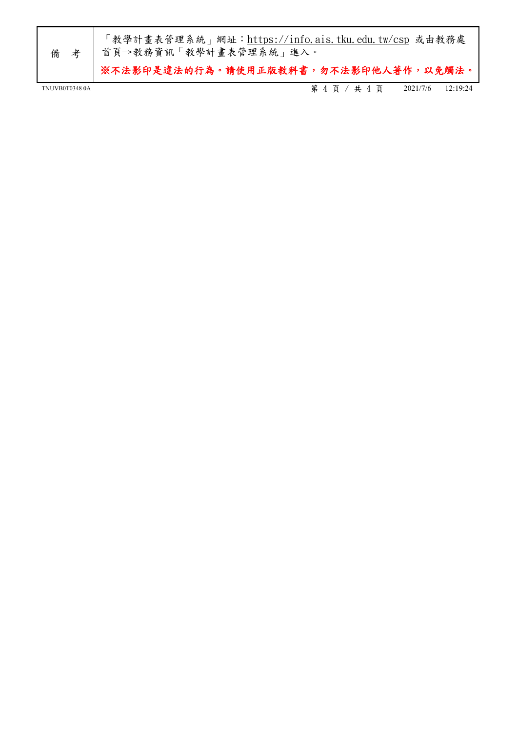| | |
|---|---|
| 備　考 | 「教學計畫表管理系統」網址：https://info.ais.tku.edu.tw/csp 或由教務處首頁→教務資訊「教學計畫表管理系統」進入。<br>**※不法影印是違法的行為。請使用正版教科書，勿不法影印他人著作，以免觸法。** |

TNUVB0T0348 0A